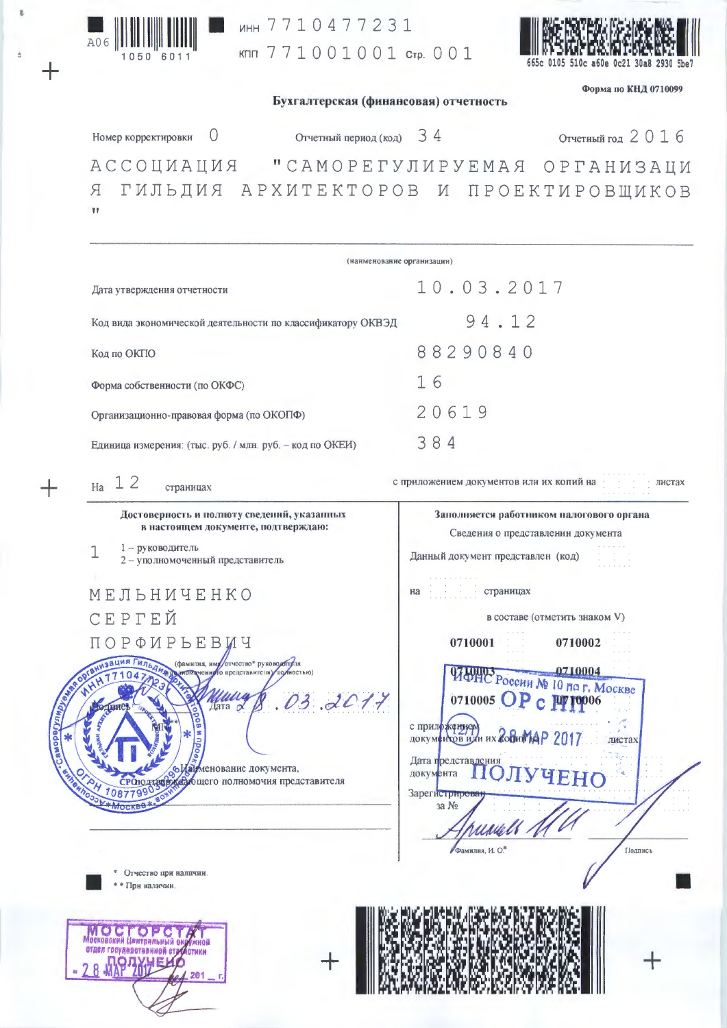ИНН 7710477231

КПП 771001001 Стр. 001

665c 0105 510c a60e 0c21 30a8 2930 5be7

Форма по КНД 0710099

# Бухгалтерская (финансовая) отчетность

Номер корректировки 0 | Отчетный период (код) 34 | Отчетный год 2016

АССОЦИАЦИЯ "САМОРЕГУЛИРУЕМАЯ ОРГАНИЗАЦИЯ ГИЛЬДИЯ АРХИТЕКТОРОВ И ПРОЕКТИРОВЩИКОВ"

(наименование организации)

| | |
|---|---|
| Дата утверждения отчетности | 10.03.2017 |
| Код вида экономической деятельности по классификатору ОКВЭД | 94.12 |
| Код по ОКПО | 88290840 |
| Форма собственности (по ОКФС) | 16 |
| Организационно-правовая форма (по ОКОПФ) | 20619 |
| Единица измерения: (тыс. руб. / млн. руб. – код по ОКЕИ) | 384 |

На 12 страницах с приложением документов или их копий на ___ листах

**Достоверность и полноту сведений, указанных в настоящем документе, подтверждаю:**

1 &nbsp; 1 – руководитель
2 – уполномоченный представитель

МЕЛЬНИЧЕНКО
СЕРГЕЙ
ПОРФИРЬЕВИЧ

(фамилия, имя, отчество* руководителя (уполномоченного представителя) полностью)

Подпись ___ Дата 28.03.2017

МП**

Наименование документа, подтверждающего полномочия представителя

**Заполняется работником налогового органа**

Сведения о представлении документа

Данный документ представлен (код) ___

на ___ страницах

в составе (отметить знаком V)

0710001 &nbsp; 0710002

0710003 &nbsp; 0710004

0710005 &nbsp; 0710006

с приложением документов или их копий на ___ листах

Дата представления документа

Зарегистрирован за №

Фамилия, И. О.* &nbsp; Подпись

ИФНС России № 10 по г. Москве ОР с НП (12/1) 28 МАР 2017 ПОЛУЧЕНО

\* Отчество при наличии.

\*\* При наличии.

МОСГОРСТАТ Московский Центральный окружной отдел государственной статистики ПОЛУЧЕНО 28 МАР 2017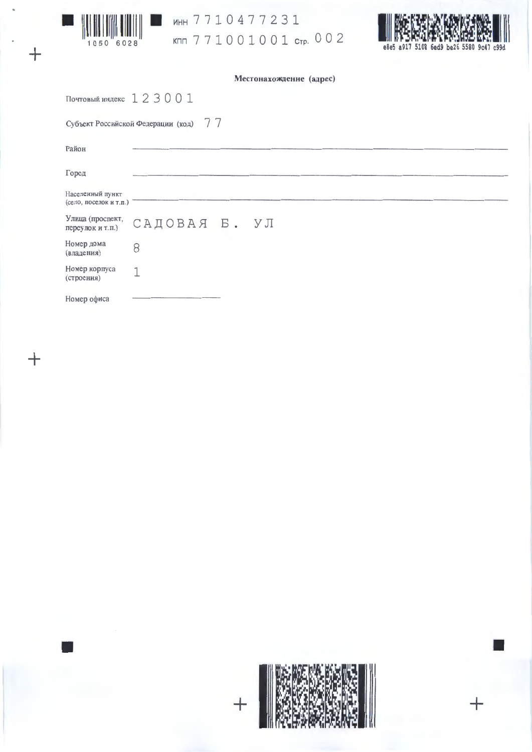ИНН 7710477231

КПП 771001001

## Местонахождение (адрес)

Почтовый индекс 123001

Субъект Российской Федерации (код) 77

Район ________________

Город ________________

Населенный пункт (село, поселок и т.п.) ________________

Улица (проспект, переулок и т.п.) САДОВАЯ Б. УЛ

Номер дома (владения) 8

Номер корпуса (строения) 1

Номер офиса ________________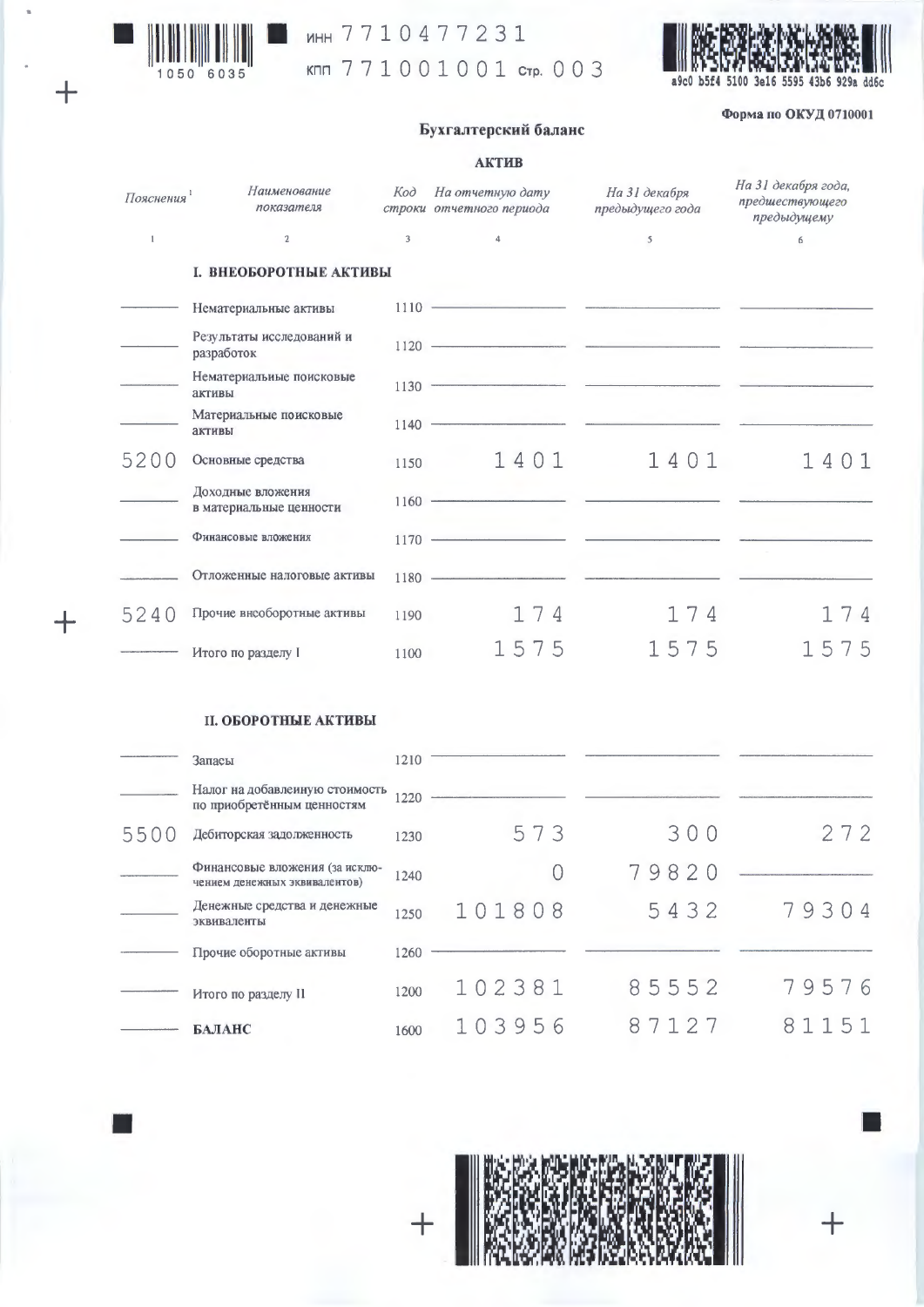ИНН 7710477231

КПП 771001001 Стр. 003

Форма по ОКУД 0710001

## Бухгалтерский баланс

### АКТИВ

| Пояснения [1] | Наименование показателя | Код строки | На отчетную дату отчетного периода | На 31 декабря предыдущего года | На 31 декабря года, предшествующего предыдущему |
|---|---|---|---|---|---|
| 1 | 2 | 3 | 4 | 5 | 6 |
| | **I. ВНЕОБОРОТНЫЕ АКТИВЫ** | | | | |
| | Нематериальные активы | 1110 | | | |
| | Результаты исследований и разработок | 1120 | | | |
| | Нематериальные поисковые активы | 1130 | | | |
| | Материальные поисковые активы | 1140 | | | |
| 5200 | Основные средства | 1150 | 1401 | 1401 | 1401 |
| | Доходные вложения в материальные ценности | 1160 | | | |
| | Финансовые вложения | 1170 | | | |
| | Отложенные налоговые активы | 1180 | | | |
| 5240 | Прочие внеоборотные активы | 1190 | 174 | 174 | 174 |
| | Итого по разделу I | 1100 | 1575 | 1575 | 1575 |
| | **II. ОБОРОТНЫЕ АКТИВЫ** | | | | |
| | Запасы | 1210 | | | |
| | Налог на добавленную стоимость по приобретённым ценностям | 1220 | | | |
| 5500 | Дебиторская задолженность | 1230 | 573 | 300 | 272 |
| | Финансовые вложения (за исключением денежных эквивалентов) | 1240 | 0 | 79820 | |
| | Денежные средства и денежные эквиваленты | 1250 | 101808 | 5432 | 79304 |
| | Прочие оборотные активы | 1260 | | | |
| | Итого по разделу II | 1200 | 102381 | 85552 | 79576 |
| | **БАЛАНС** | 1600 | 103956 | 87127 | 81151 |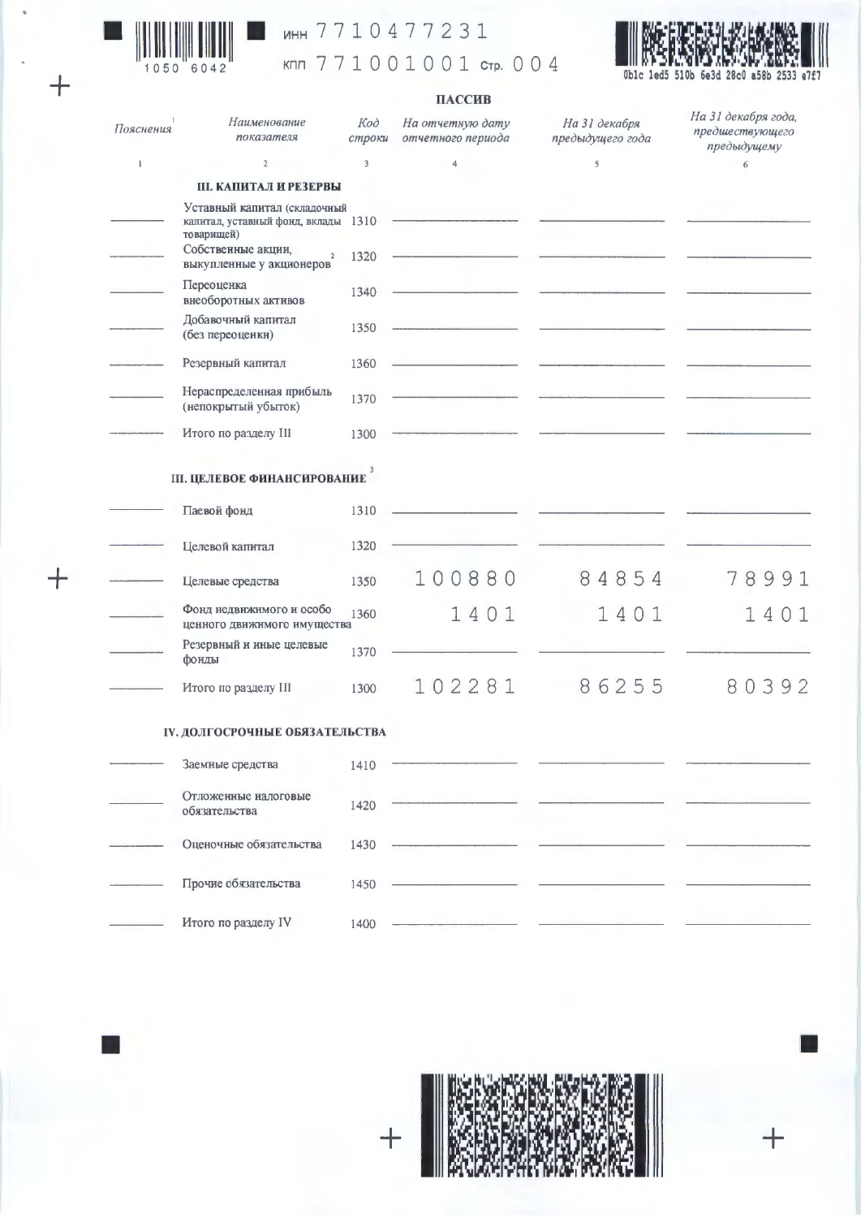ИНН 7710477231

КПП 771001001 Стр. 004

## ПАССИВ

| Пояснения[1] | Наименование показателя | Код строки | На отчетную дату отчетного периода | На 31 декабря предыдущего года | На 31 декабря года, предшествующего предыдущему |
|---|---|---|---|---|---|
| 1 | 2 | 3 | 4 | 5 | 6 |
| | **III. КАПИТАЛ И РЕЗЕРВЫ** | | | | |
| — | Уставный капитал (складочный капитал, уставный фонд, вклады товарищей) | 1310 | — | — | — |
| — | Собственные акции, выкупленные у акционеров[2] | 1320 | — | — | — |
| — | Переоценка внеоборотных активов | 1340 | — | — | — |
| — | Добавочный капитал (без переоценки) | 1350 | — | — | — |
| — | Резервный капитал | 1360 | — | — | — |
| — | Нераспределенная прибыль (непокрытый убыток) | 1370 | — | — | — |
| — | Итого по разделу III | 1300 | — | — | — |
| | **III. ЦЕЛЕВОЕ ФИНАНСИРОВАНИЕ**[3] | | | | |
| — | Паевой фонд | 1310 | — | — | — |
| — | Целевой капитал | 1320 | — | — | — |
| — | Целевые средства | 1350 | 100880 | 84854 | 78991 |
| — | Фонд недвижимого и особо ценного движимого имущества | 1360 | 1401 | 1401 | 1401 |
| — | Резервный и иные целевые фонды | 1370 | — | — | — |
| — | Итого по разделу III | 1300 | 102281 | 86255 | 80392 |
| | **IV. ДОЛГОСРОЧНЫЕ ОБЯЗАТЕЛЬСТВА** | | | | |
| — | Заемные средства | 1410 | — | — | — |
| — | Отложенные налоговые обязательства | 1420 | — | — | — |
| — | Оценочные обязательства | 1430 | — | — | — |
| — | Прочие обязательства | 1450 | — | — | — |
| — | Итого по разделу IV | 1400 | — | — | — |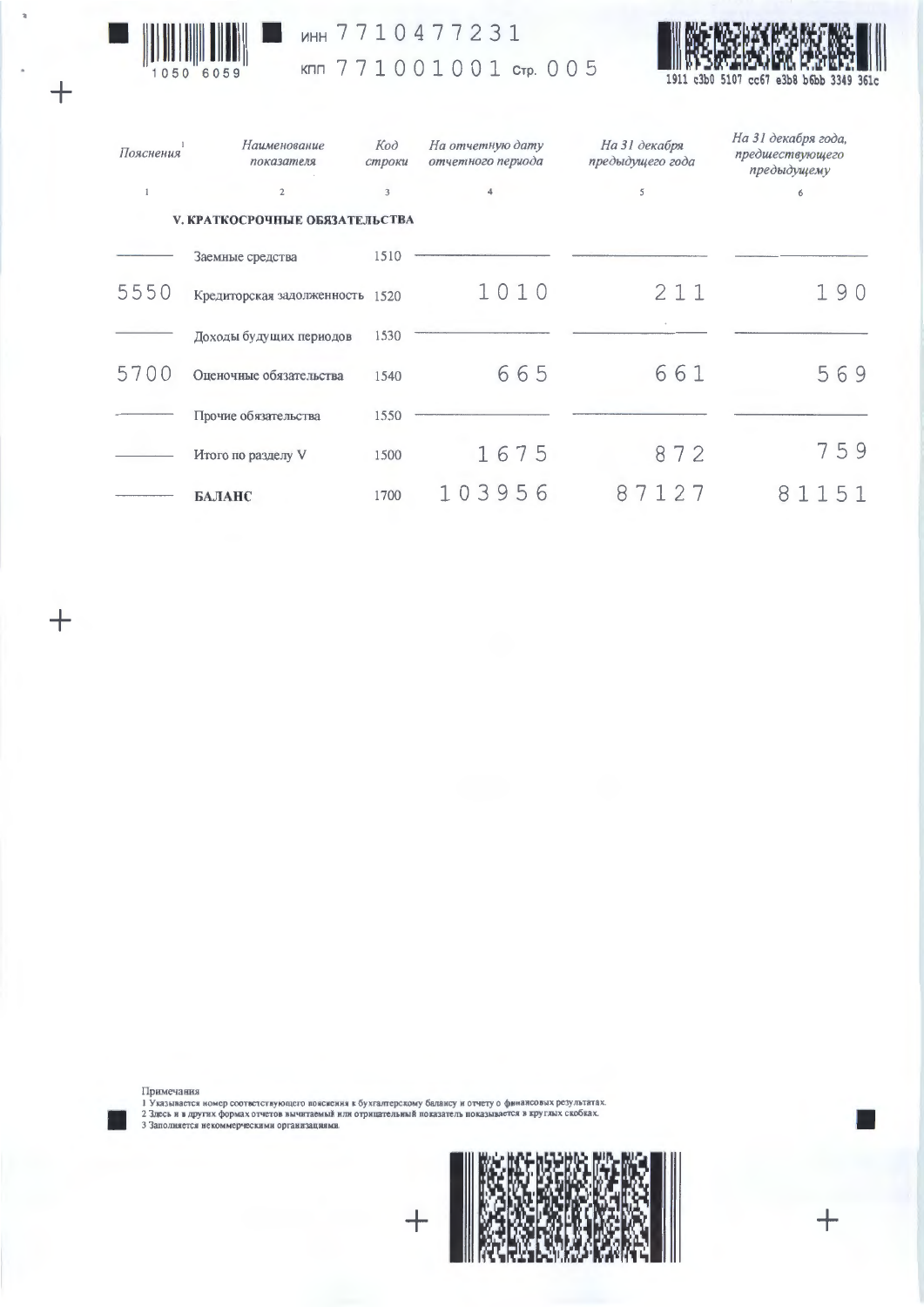ИНН 7710477231

КПП 771001001 Стр. 005

| Пояснения[1] | Наименование показателя | Код строки | На отчетную дату отчетного периода | На 31 декабря предыдущего года | На 31 декабря года, предшествующего предыдущему |
|---|---|---|---|---|---|
| 1 | 2 | 3 | 4 | 5 | 6 |
| | **V. КРАТКОСРОЧНЫЕ ОБЯЗАТЕЛЬСТВА** | | | | |
| ——— | Заемные средства | 1510 | ——— | ——— | ——— |
| 5550 | Кредиторская задолженность | 1520 | 1010 | 211 | 190 |
| ——— | Доходы будущих периодов | 1530 | ——— | ——— | ——— |
| 5700 | Оценочные обязательства | 1540 | 665 | 661 | 569 |
| ——— | Прочие обязательства | 1550 | ——— | ——— | ——— |
| ——— | Итого по разделу V | 1500 | 1675 | 872 | 759 |
| ——— | **БАЛАНС** | 1700 | 103956 | 87127 | 81151 |

Примечания

1 Указывается номер соответствующего пояснения к бухгалтерскому балансу и отчету о финансовых результатах.

2 Здесь и в других формах отчетов вычитаемый или отрицательный показатель показывается в круглых скобках.

3 Заполняется некоммерческими организациями.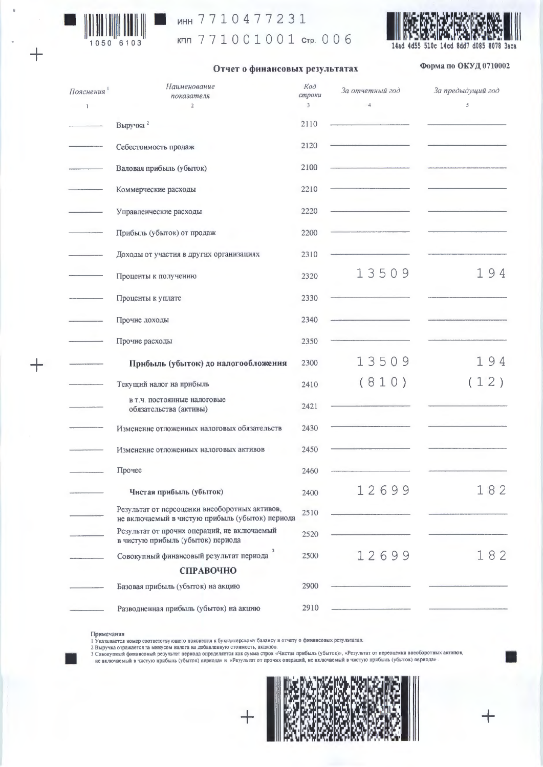ИНН 7710477231

КПП 771001001

## Отчет о финансовых результатах

Форма по ОКУД 0710002

| Пояснения [1] | Наименование показателя | Код строки | За отчетный год | За предыдущий год |
|---|---|---|---|---|
| 1 | 2 | 3 | 4 | 5 |
| — | Выручка [2] | 2110 | — | — |
| — | Себестоимость продаж | 2120 | — | — |
| — | Валовая прибыль (убыток) | 2100 | — | — |
| — | Коммерческие расходы | 2210 | — | — |
| — | Управленческие расходы | 2220 | — | — |
| — | Прибыль (убыток) от продаж | 2200 | — | — |
| — | Доходы от участия в других организациях | 2310 | — | — |
| — | Проценты к получению | 2320 | 13509 | 194 |
| — | Проценты к уплате | 2330 | — | — |
| — | Прочие доходы | 2340 | — | — |
| — | Прочие расходы | 2350 | — | — |
| — | **Прибыль (убыток) до налогообложения** | 2300 | 13509 | 194 |
| — | Текущий налог на прибыль | 2410 | (810) | (12) |
| — | в т.ч. постоянные налоговые обязательства (активы) | 2421 | — | — |
| — | Изменение отложенных налоговых обязательств | 2430 | — | — |
| — | Изменение отложенных налоговых активов | 2450 | — | — |
| — | Прочее | 2460 | — | — |
| — | **Чистая прибыль (убыток)** | 2400 | 12699 | 182 |
| — | Результат от переоценки внеоборотных активов, не включаемый в чистую прибыль (убыток) периода | 2510 | — | — |
| — | Результат от прочих операций, не включаемый в чистую прибыль (убыток) периода | 2520 | — | — |
| — | Совокупный финансовый результат периода [3] | 2500 | 12699 | 182 |
| | **СПРАВОЧНО** | | | |
| — | Базовая прибыль (убыток) на акцию | 2900 | — | — |
| — | Разводненная прибыль (убыток) на акцию | 2910 | — | — |

Примечания

1 Указывается номер соответствующего пояснения к бухгалтерскому балансу и отчету о финансовых результатах.

2 Выручка отражается за минусом налога на добавленную стоимость, акцизов.

3 Совокупный финансовый результат периода определяется как сумма строк «Чистая прибыль (убыток)», «Результат от переоценки внеоборотных активов, не включаемый в чистую прибыль (убыток) периода» и «Результат от прочих операций, не включаемый в чистую прибыль (убыток) периода».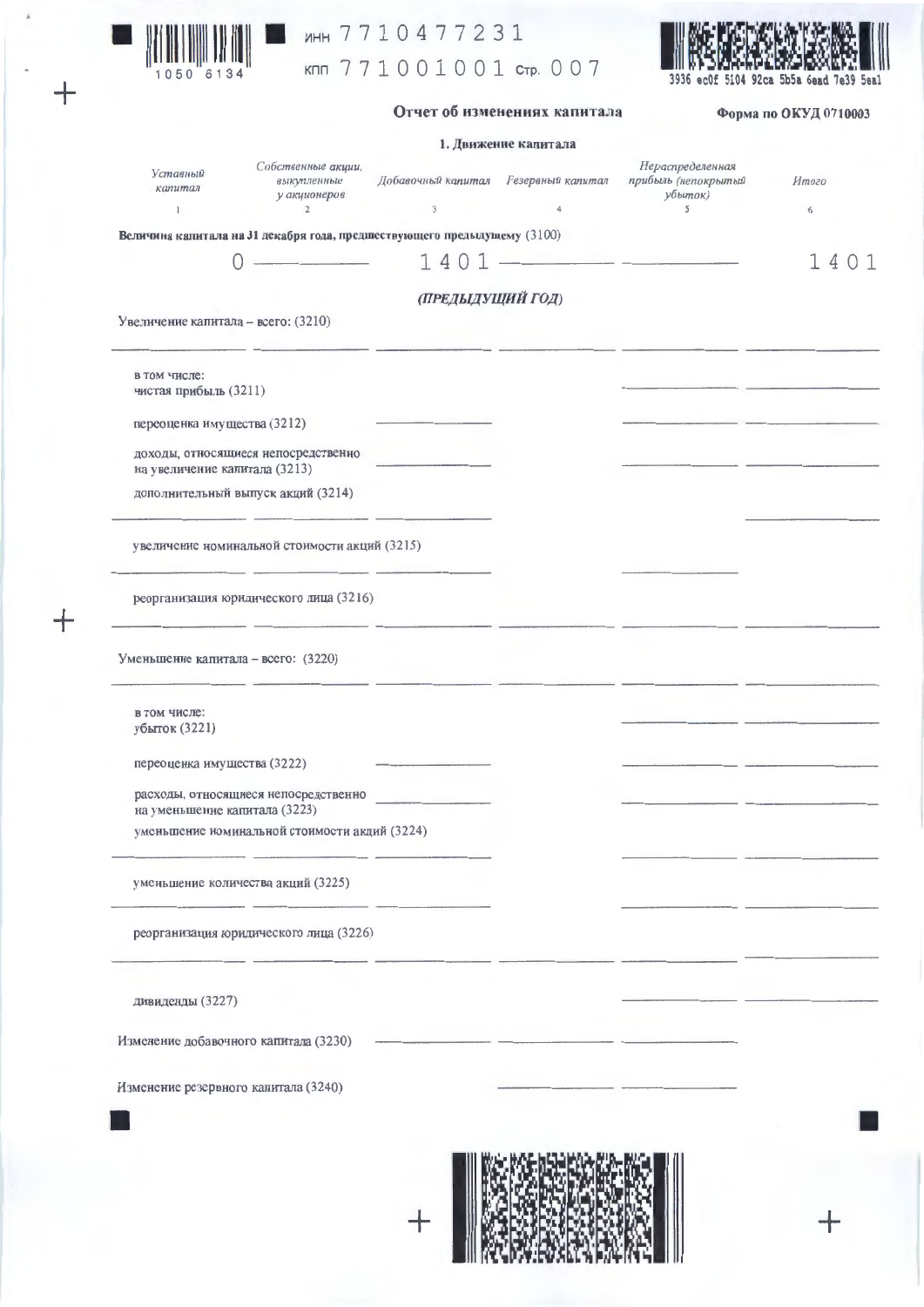ИНН 7710477231

КПП 771001001

Отчет об изменениях капитала — Форма по ОКУД 0710003

## 1. Движение капитала

| | Уставный капитал | Собственные акции, выкупленные у акционеров | Добавочный капитал | Резервный капитал | Нераспределенная прибыль (непокрытый убыток) | Итого |
|---|---|---|---|---|---|---|
| | 1 | 2 | 3 | 4 | 5 | 6 |
| **Величина капитала на 31 декабря года, предшествующего предыдущему (3100)** | 0 | — | 1401 | — | — | 1401 |
| ***(ПРЕДЫДУЩИЙ ГОД)*** | | | | | | |
| Увеличение капитала – всего: (3210) | — | — | — | — | — | — |
| в том числе: чистая прибыль (3211) | | | | | — | — |
| переоценка имущества (3212) | | | — | | — | — |
| доходы, относящиеся непосредственно на увеличение капитала (3213) | | | — | | — | — |
| дополнительный выпуск акций (3214) | — | — | — | | | — |
| увеличение номинальной стоимости акций (3215) | — | — | — | | — | |
| реорганизация юридического лица (3216) | — | — | — | — | — | — |
| Уменьшение капитала – всего: (3220) | — | — | — | — | — | — |
| в том числе: убыток (3221) | | | | | — | — |
| переоценка имущества (3222) | | | — | | — | — |
| расходы, относящиеся непосредственно на уменьшение капитала (3223) | | | — | | — | — |
| уменьшение номинальной стоимости акций (3224) | — | — | — | | — | — |
| уменьшение количества акций (3225) | — | — | — | | — | — |
| реорганизация юридического лица (3226) | — | — | — | — | — | — |
| дивиденды (3227) | | | | | — | — |
| Изменение добавочного капитала (3230) | | | — | — | — | |
| Изменение резервного капитала (3240) | | | | — | — | |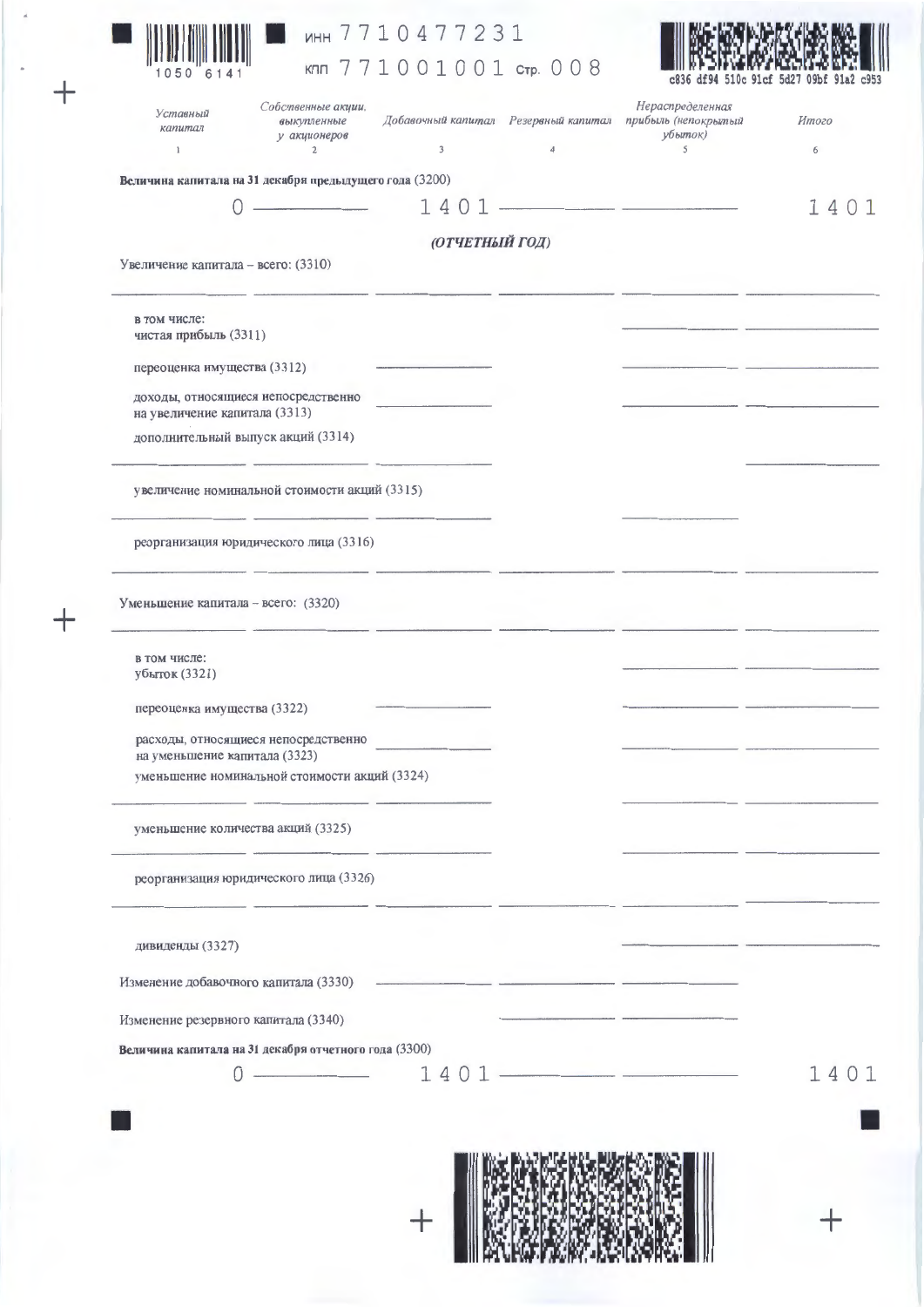ИНН 7710477231

КПП 771001001

| | Уставный капитал | Собственные акции, выкупленные у акционеров | Добавочный капитал | Резервный капитал | Нераспределенная прибыль (непокрытый убыток) | Итого |
|---|---|---|---|---|---|---|
| | 1 | 2 | 3 | 4 | 5 | 6 |
| **Величина капитала на 31 декабря предыдущего года (3200)** | 0 | — | 1401 | — | — | 1401 |
| ***(ОТЧЕТНЫЙ ГОД)*** | | | | | | |
| Увеличение капитала – всего: (3310) | | | | | | |
| в том числе: чистая прибыль (3311) | | | | | | |
| переоценка имущества (3312) | | | | | | |
| доходы, относящиеся непосредственно на увеличение капитала (3313) | | | | | | |
| дополнительный выпуск акций (3314) | | | | | | |
| увеличение номинальной стоимости акций (3315) | | | | | | |
| реорганизация юридического лица (3316) | | | | | | |
| Уменьшение капитала – всего: (3320) | | | | | | |
| в том числе: убыток (3321) | | | | | | |
| переоценка имущества (3322) | | | | | | |
| расходы, относящиеся непосредственно на уменьшение капитала (3323) | | | | | | |
| уменьшение номинальной стоимости акций (3324) | | | | | | |
| уменьшение количества акций (3325) | | | | | | |
| реорганизация юридического лица (3326) | | | | | | |
| дивиденды (3327) | | | | | | |
| Изменение добавочного капитала (3330) | | | | | | |
| Изменение резервного капитала (3340) | | | | | | |
| **Величина капитала на 31 декабря отчетного года (3300)** | 0 | — | 1401 | — | — | 1401 |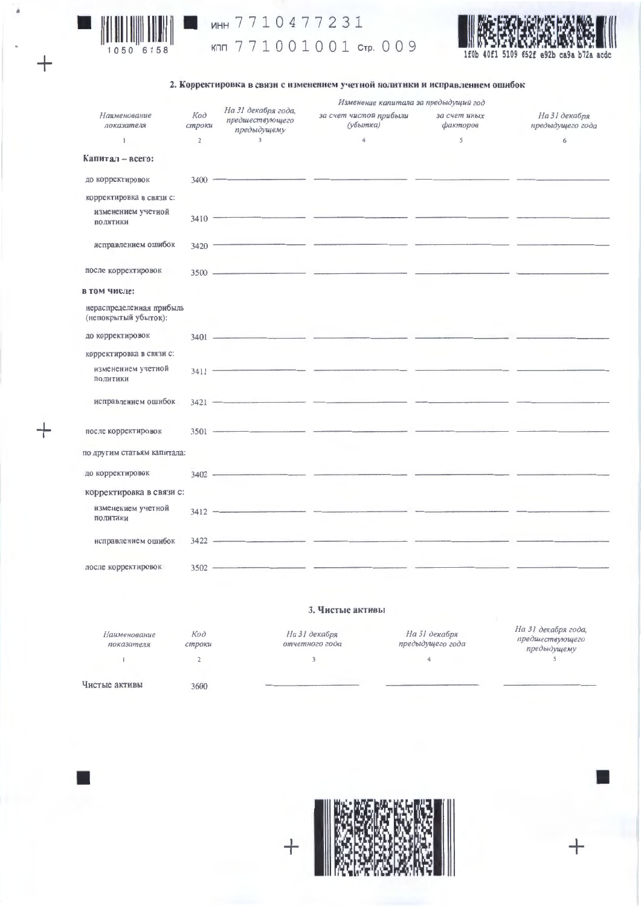ИНН 7710477231

КПП 771001001 Стр. 009

## 2. Корректировка в связи с изменением учетной политики и исправлением ошибок

| Наименование показателя | Код строки | На 31 декабря года, предшествующего предыдущему | Изменение капитала за предыдущий год | | На 31 декабря предыдущего года |
|---|---|---|---|---|---|
| | | | за счет чистой прибыли (убытка) | за счет иных факторов | |
| 1 | 2 | 3 | 4 | 5 | 6 |
| **Капитал – всего:** | | | | | |
| до корректировок | 3400 | — | — | — | — |
| корректировка в связи с: | | | | | |
| изменением учетной политики | 3410 | — | — | — | — |
| исправлением ошибок | 3420 | — | — | — | — |
| после корректировок | 3500 | — | — | — | — |
| **в том числе:** | | | | | |
| нераспределенная прибыль (непокрытый убыток): | | | | | |
| до корректировок | 3401 | — | — | — | — |
| корректировка в связи с: | | | | | |
| изменением учетной политики | 3411 | — | — | — | — |
| исправлением ошибок | 3421 | — | — | — | — |
| после корректировок | 3501 | — | — | — | — |
| по другим статьям капитала: | | | | | |
| до корректировок | 3402 | — | — | — | — |
| корректировка в связи с: | | | | | |
| изменением учетной политики | 3412 | — | — | — | — |
| исправлением ошибок | 3422 | — | — | — | — |
| после корректировок | 3502 | — | — | — | — |

## 3. Чистые активы

| Наименование показателя | Код строки | На 31 декабря отчетного года | На 31 декабря предыдущего года | На 31 декабря года, предшествующего предыдущему |
|---|---|---|---|---|
| 1 | 2 | 3 | 4 | 5 |
| Чистые активы | 3600 | — | — | — |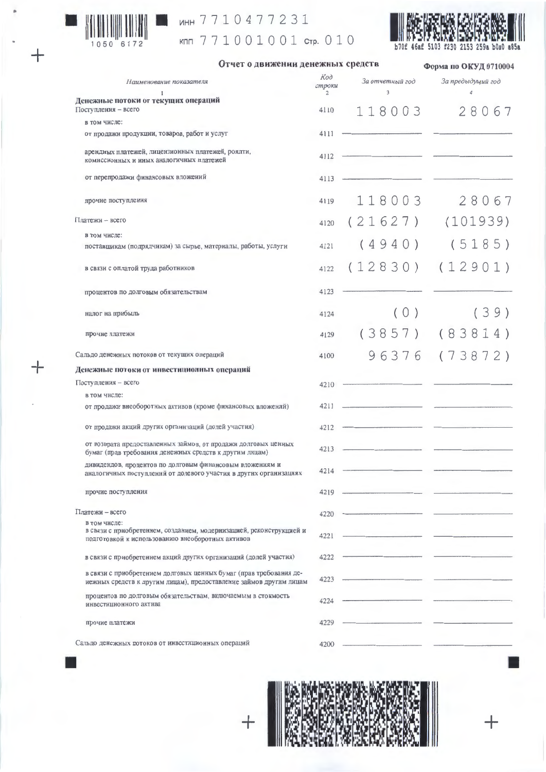ИНН 7710477231

КПП 771001001 Стр. 010

## Отчет о движении денежных средств

**Форма по ОКУД 0710004**

| Наименование показателя | Код строки | За отчетный год | За предыдущий год |
|---|---|---|---|
| 1 | 2 | 3 | 4 |
| **Денежные потоки от текущих операций** | | | |
| Поступления – всего | 4110 | 118003 | 28067 |
| в том числе: | | | |
| от продажи продукции, товаров, работ и услуг | 4111 | — | — |
| арендных платежей, лицензионных платежей, роялти, комиссионных и иных аналогичных платежей | 4112 | — | — |
| от перепродажи финансовых вложений | 4113 | — | — |
| прочие поступления | 4119 | 118003 | 28067 |
| Платежи – всего | 4120 | (21627) | (101939) |
| в том числе: | | | |
| поставщикам (подрядчикам) за сырье, материалы, работы, услуги | 4121 | (4940) | (5185) |
| в связи с оплатой труда работников | 4122 | (12830) | (12901) |
| процентов по долговым обязательствам | 4123 | — | — |
| налог на прибыль | 4124 | (0) | (39) |
| прочие платежи | 4129 | (3857) | (83814) |
| Сальдо денежных потоков от текущих операций | 4100 | 96376 | (73872) |
| **Денежные потоки от инвестиционных операций** | | | |
| Поступления – всего | 4210 | — | — |
| в том числе: | | | |
| от продажи внеоборотных активов (кроме финансовых вложений) | 4211 | — | — |
| от продажи акций других организаций (долей участия) | 4212 | — | — |
| от возврата предоставленных займов, от продажи долговых ценных бумаг (прав требования денежных средств к другим лицам) | 4213 | — | — |
| дивидендов, процентов по долговым финансовым вложениям и аналогичных поступлений от долевого участия в других организациях | 4214 | — | — |
| прочие поступления | 4219 | — | — |
| Платежи – всего | 4220 | — | — |
| в том числе: в связи с приобретением, созданием, модернизацией, реконструкцией и подготовкой к использованию внеоборотных активов | 4221 | — | — |
| в связи с приобретением акций других организаций (долей участия) | 4222 | — | — |
| в связи с приобретением долговых ценных бумаг (прав требования денежных средств к другим лицам), предоставление займов другим лицам | 4223 | — | — |
| процентов по долговым обязательствам, включаемым в стоимость инвестиционного актива | 4224 | — | — |
| прочие платежи | 4229 | — | — |
| Сальдо денежных потоков от инвестиционных операций | 4200 | — | — |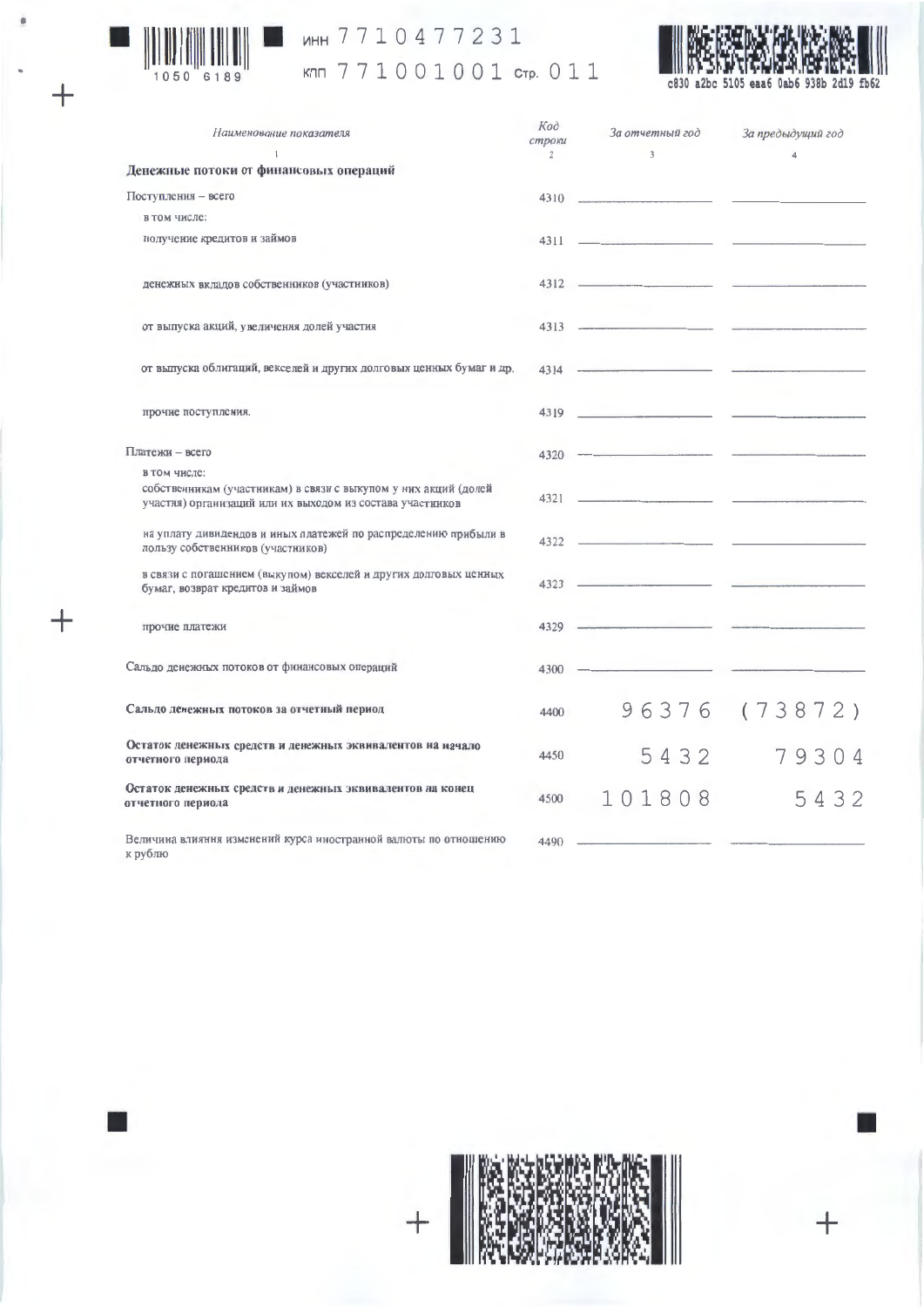ИНН 7710477231
КПП 771001001 Стр. 011

| Наименование показателя | Код строки | За отчетный год | За предыдущий год |
|---|---|---|---|
| 1 | 2 | 3 | 4 |
| **Денежные потоки от финансовых операций** | | | |
| Поступления – всего | 4310 | | |
| в том числе: | | | |
| получение кредитов и займов | 4311 | | |
| денежных вкладов собственников (участников) | 4312 | | |
| от выпуска акций, увеличения долей участия | 4313 | | |
| от выпуска облигаций, векселей и других долговых ценных бумаг и др. | 4314 | | |
| прочие поступления. | 4319 | | |
| Платежи – всего | 4320 | | |
| в том числе: собственникам (участникам) в связи с выкупом у них акций (долей участия) организаций или их выходом из состава участников | 4321 | | |
| на уплату дивидендов и иных платежей по распределению прибыли в пользу собственников (участников) | 4322 | | |
| в связи с погашением (выкупом) векселей и других долговых ценных бумаг, возврат кредитов и займов | 4323 | | |
| прочие платежи | 4329 | | |
| Сальдо денежных потоков от финансовых операций | 4300 | | |
| **Сальдо денежных потоков за отчетный период** | 4400 | 96376 | (73872) |
| **Остаток денежных средств и денежных эквивалентов на начало отчетного периода** | 4450 | 5432 | 79304 |
| **Остаток денежных средств и денежных эквивалентов на конец отчетного периода** | 4500 | 101808 | 5432 |
| Величина влияния изменений курса иностранной валюты по отношению к рублю | 4490 | | |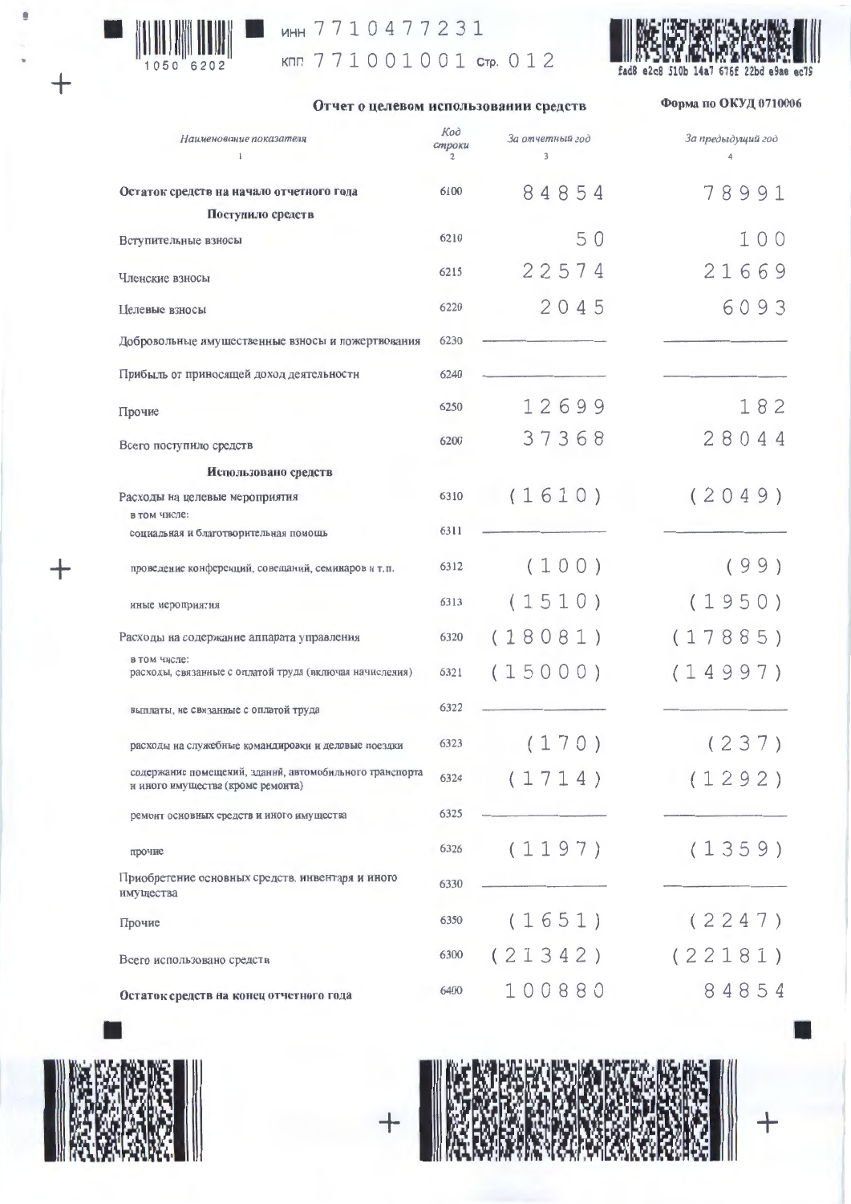ИНН 7710477231

КПП 771001001 Стр. 012

## Отчет о целевом использовании средств

Форма по ОКУД 0710006

| Наименование показателя | Код строки | За отчетный год | За предыдущий год |
|---|---|---|---|
| 1 | 2 | 3 | 4 |
| **Остаток средств на начало отчетного года** | 6100 | 84854 | 78991 |
| **Поступило средств** | | | |
| Вступительные взносы | 6210 | 50 | 100 |
| Членские взносы | 6215 | 22574 | 21669 |
| Целевые взносы | 6220 | 2045 | 6093 |
| Добровольные имущественные взносы и пожертвования | 6230 | — | — |
| Прибыль от приносящей доход деятельности | 6240 | — | — |
| Прочие | 6250 | 12699 | 182 |
| Всего поступило средств | 6200 | 37368 | 28044 |
| **Использовано средств** | | | |
| Расходы на целевые мероприятия | 6310 | (1610) | (2049) |
| в том числе: социальная и благотворительная помощь | 6311 | — | — |
| проведение конференций, совещаний, семинаров и т.п. | 6312 | (100) | (99) |
| иные мероприятия | 6313 | (1510) | (1950) |
| Расходы на содержание аппарата управления | 6320 | (18081) | (17885) |
| в том числе: расходы, связанные с оплатой труда (включая начисления) | 6321 | (15000) | (14997) |
| выплаты, не связанные с оплатой труда | 6322 | — | — |
| расходы на служебные командировки и деловые поездки | 6323 | (170) | (237) |
| содержание помещений, зданий, автомобильного транспорта и иного имущества (кроме ремонта) | 6324 | (1714) | (1292) |
| ремонт основных средств и иного имущества | 6325 | — | — |
| прочие | 6326 | (1197) | (1359) |
| Приобретение основных средств, инвентаря и иного имущества | 6330 | — | — |
| Прочие | 6350 | (1651) | (2247) |
| Всего использовано средств | 6300 | (21342) | (22181) |
| **Остаток средств на конец отчетного года** | 6400 | 100880 | 84854 |